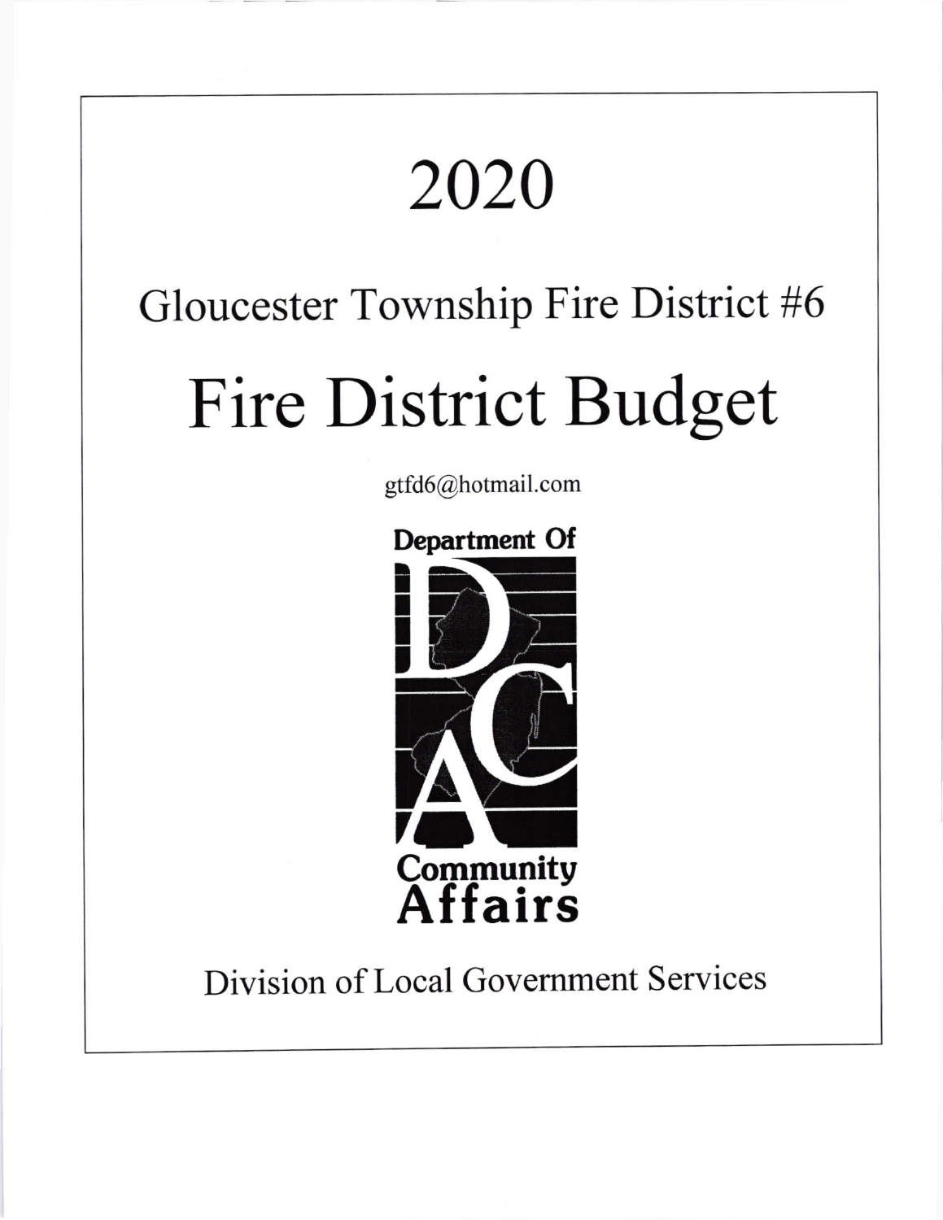# 2020

## Gloucester Township Fire District #6

# Fire District Budget

gtfd6@hotmail.com

Department Of Community Affairs

Division of Local Government Services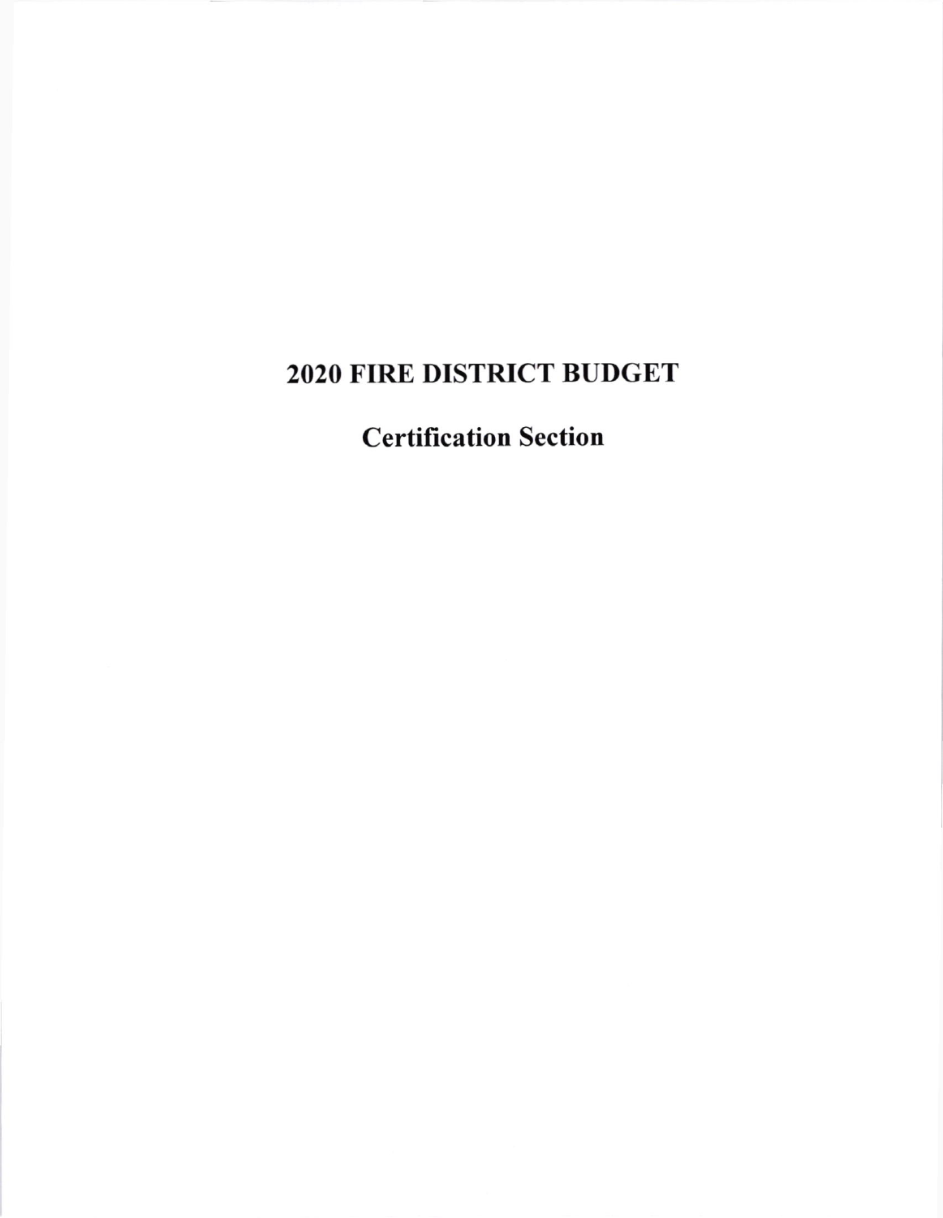# 2020 FIRE DISTRICT BUDGET

## Certification Section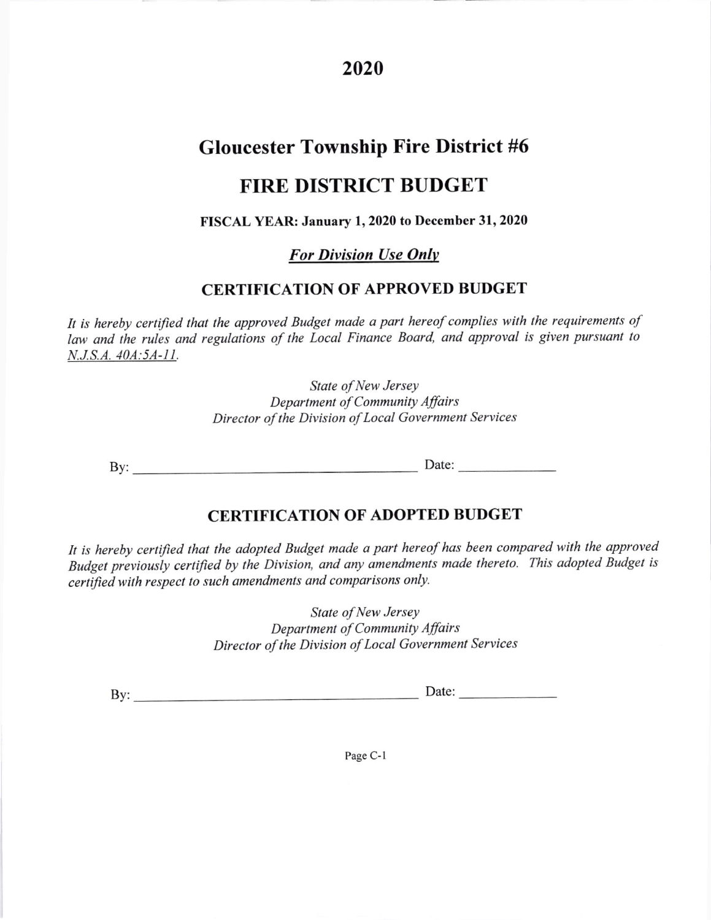# 2020

# Gloucester Township Fire District #6

# FIRE DISTRICT BUDGET

**FISCAL YEAR: January 1, 2020 to December 31, 2020**

***For Division Use Only***

## CERTIFICATION OF APPROVED BUDGET

*It is hereby certified that the approved Budget made a part hereof complies with the requirements of law and the rules and regulations of the Local Finance Board, and approval is given pursuant to N.J.S.A. 40A:5A-11.*

*State of New Jersey*
*Department of Community Affairs*
*Director of the Division of Local Government Services*

By: ______________________________ Date: ____________

## CERTIFICATION OF ADOPTED BUDGET

*It is hereby certified that the adopted Budget made a part hereof has been compared with the approved Budget previously certified by the Division, and any amendments made thereto. This adopted Budget is certified with respect to such amendments and comparisons only.*

*State of New Jersey*
*Department of Community Affairs*
*Director of the Division of Local Government Services*

By: ______________________________ Date: ____________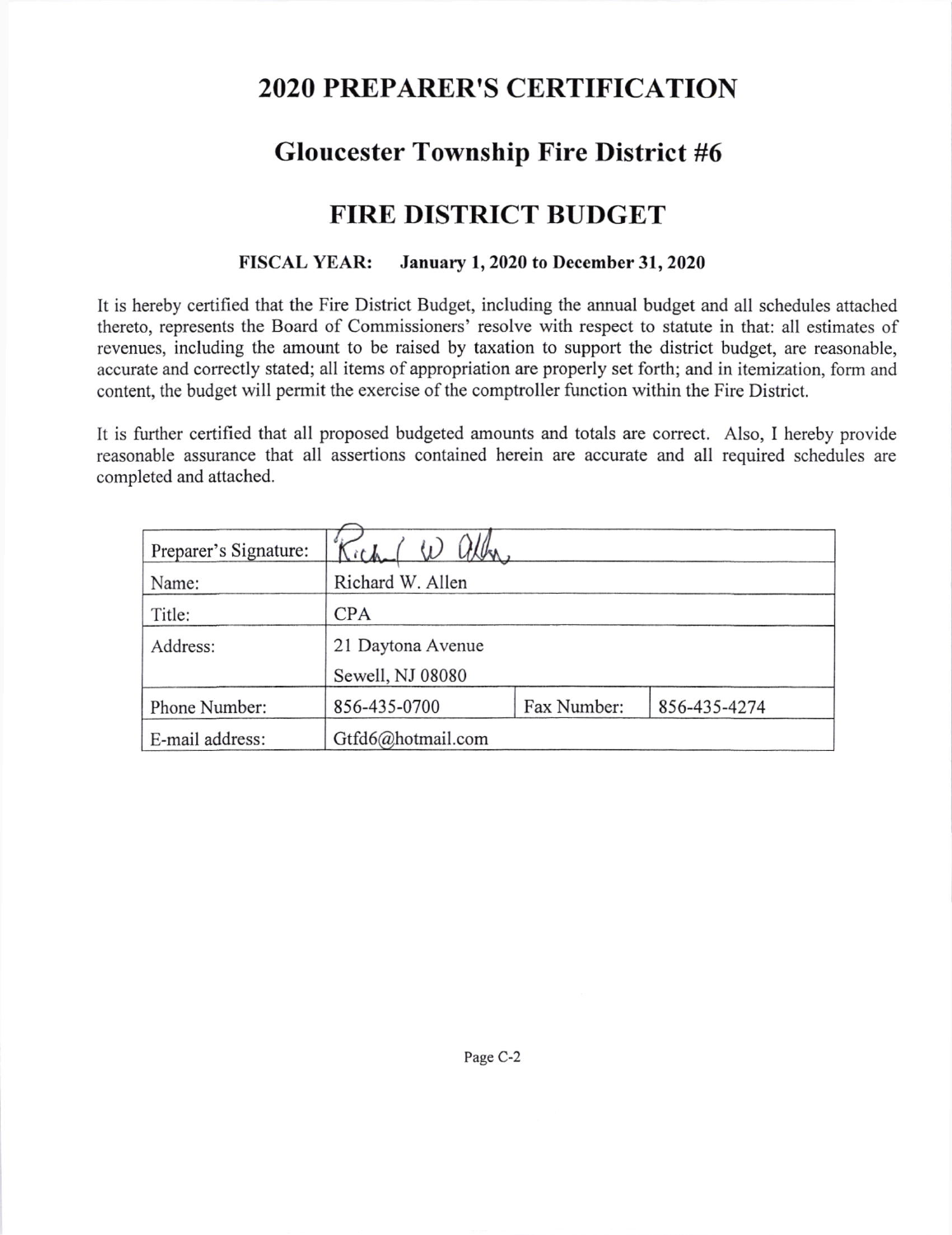# 2020 PREPARER'S CERTIFICATION

## Gloucester Township Fire District #6

## FIRE DISTRICT BUDGET

**FISCAL YEAR: January 1, 2020 to December 31, 2020**

It is hereby certified that the Fire District Budget, including the annual budget and all schedules attached thereto, represents the Board of Commissioners' resolve with respect to statute in that: all estimates of revenues, including the amount to be raised by taxation to support the district budget, are reasonable, accurate and correctly stated; all items of appropriation are properly set forth; and in itemization, form and content, the budget will permit the exercise of the comptroller function within the Fire District.

It is further certified that all proposed budgeted amounts and totals are correct. Also, I hereby provide reasonable assurance that all assertions contained herein are accurate and all required schedules are completed and attached.

| Preparer's Signature: | Rich W Allen | | |
|---|---|---|---|
| Name: | Richard W. Allen | | |
| Title: | CPA | | |
| Address: | 21 Daytona Avenue<br>Sewell, NJ 08080 | | |
| Phone Number: | 856-435-0700 | Fax Number: | 856-435-4274 |
| E-mail address: | Gtfd6@hotmail.com | | |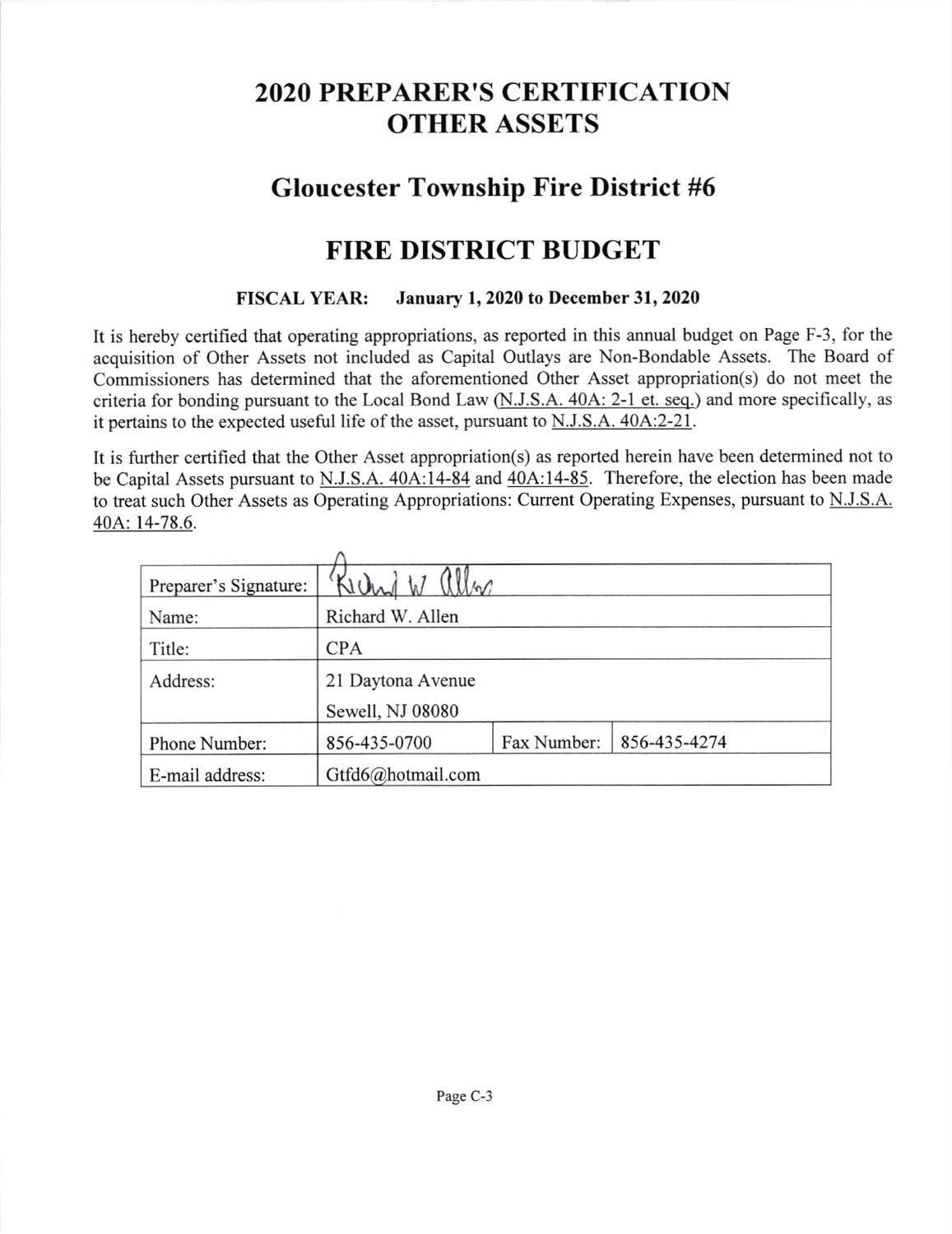# 2020 PREPARER'S CERTIFICATION OTHER ASSETS

## Gloucester Township Fire District #6

## FIRE DISTRICT BUDGET

**FISCAL YEAR: January 1, 2020 to December 31, 2020**

It is hereby certified that operating appropriations, as reported in this annual budget on Page F-3, for the acquisition of Other Assets not included as Capital Outlays are Non-Bondable Assets. The Board of Commissioners has determined that the aforementioned Other Asset appropriation(s) do not meet the criteria for bonding pursuant to the Local Bond Law (N.J.S.A. 40A: 2-1 et. seq.) and more specifically, as it pertains to the expected useful life of the asset, pursuant to N.J.S.A. 40A:2-21.

It is further certified that the Other Asset appropriation(s) as reported herein have been determined not to be Capital Assets pursuant to N.J.S.A. 40A:14-84 and 40A:14-85. Therefore, the election has been made to treat such Other Assets as Operating Appropriations: Current Operating Expenses, pursuant to N.J.S.A. 40A: 14-78.6.

| | | | |
|---|---|---|---|
| Preparer's Signature: | Richard W Allen | | |
| Name: | Richard W. Allen | | |
| Title: | CPA | | |
| Address: | 21 Daytona Avenue<br>Sewell, NJ 08080 | | |
| Phone Number: | 856-435-0700 | Fax Number: | 856-435-4274 |
| E-mail address: | Gtfd6@hotmail.com | | |